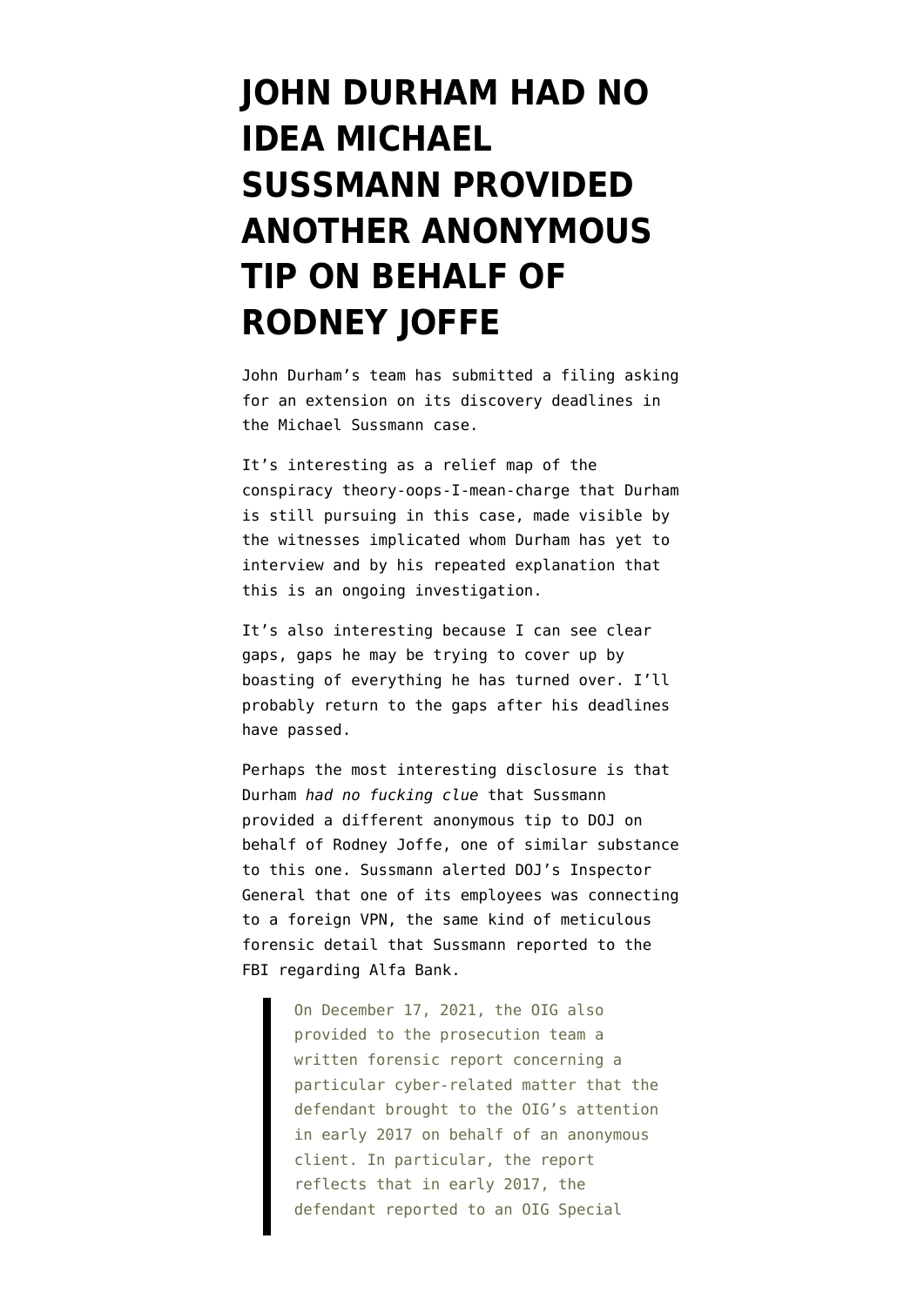# JOHN DURHAM HAD NO IDEA MICHAEL SUSSMANN PROVIDED ANOTHER ANONYMOUS TIP ON BEHALF OF RODNEY JOFFE

John Durham's team has submitted a filing asking for an extension on its discovery deadlines in the Michael Sussmann case.

It's interesting as a relief map of the conspiracy theory-oops-I-mean-charge that Durham is still pursuing in this case, made visible by the witnesses implicated whom Durham has yet to interview and by his repeated explanation that this is an ongoing investigation.

It's also interesting because I can see clear gaps, gaps he may be trying to cover up by boasting of everything he has turned over. I'll probably return to the gaps after his deadlines have passed.

Perhaps the most interesting disclosure is that Durham *had no fucking clue* that Sussmann provided a different anonymous tip to DOJ on behalf of Rodney Joffe, one of similar substance to this one. Sussmann alerted DOJ's Inspector General that one of its employees was connecting to a foreign VPN, the same kind of meticulous forensic detail that Sussmann reported to the FBI regarding Alfa Bank.

> On December 17, 2021, the OIG also provided to the prosecution team a written forensic report concerning a particular cyber-related matter that the defendant brought to the OIG's attention in early 2017 on behalf of an anonymous client. In particular, the report reflects that in early 2017, the defendant reported to an OIG Special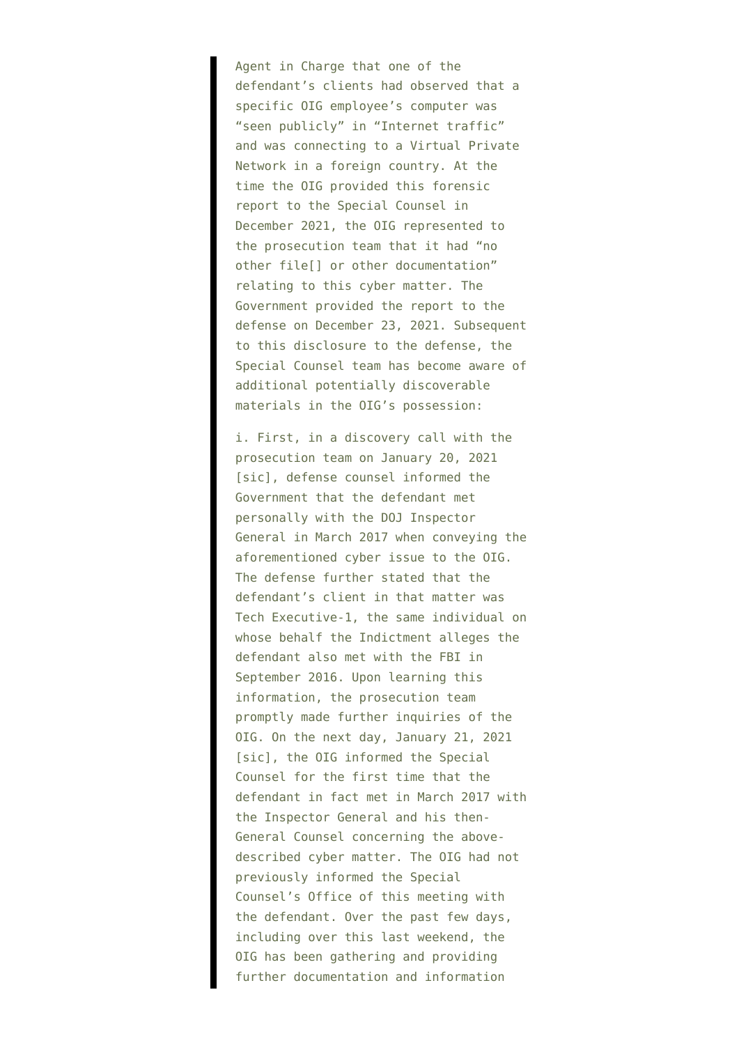> Agent in Charge that one of the defendant's clients had observed that a specific OIG employee's computer was "seen publicly" in "Internet traffic" and was connecting to a Virtual Private Network in a foreign country. At the time the OIG provided this forensic report to the Special Counsel in December 2021, the OIG represented to the prosecution team that it had "no other file[] or other documentation" relating to this cyber matter. The Government provided the report to the defense on December 23, 2021. Subsequent to this disclosure to the defense, the Special Counsel team has become aware of additional potentially discoverable materials in the OIG's possession:
>
> i. First, in a discovery call with the prosecution team on January 20, 2021 [sic], defense counsel informed the Government that the defendant met personally with the DOJ Inspector General in March 2017 when conveying the aforementioned cyber issue to the OIG. The defense further stated that the defendant's client in that matter was Tech Executive-1, the same individual on whose behalf the Indictment alleges the defendant also met with the FBI in September 2016. Upon learning this information, the prosecution team promptly made further inquiries of the OIG. On the next day, January 21, 2021 [sic], the OIG informed the Special Counsel for the first time that the defendant in fact met in March 2017 with the Inspector General and his then-General Counsel concerning the above-described cyber matter. The OIG had not previously informed the Special Counsel's Office of this meeting with the defendant. Over the past few days, including over this last weekend, the OIG has been gathering and providing further documentation and information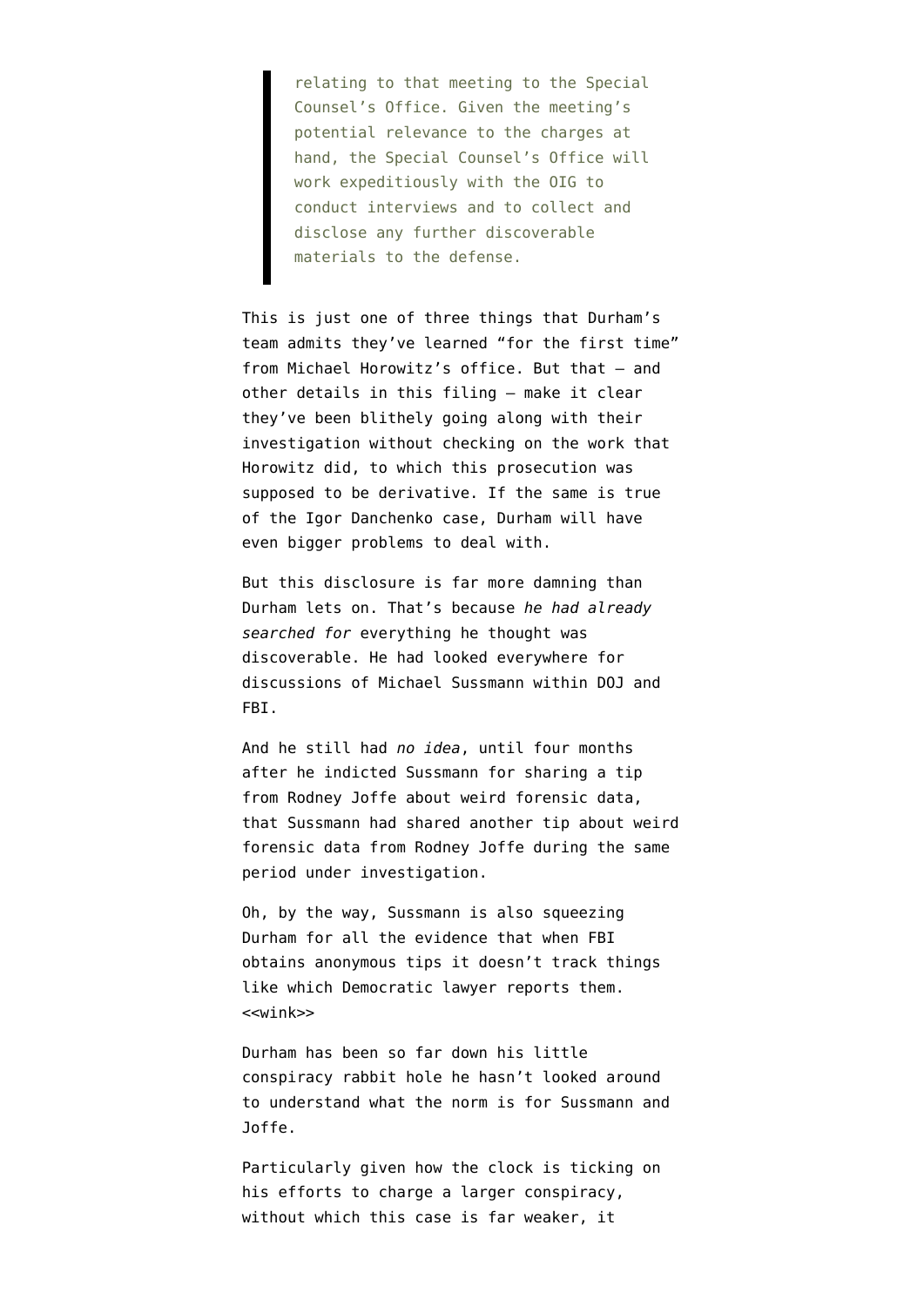> relating to that meeting to the Special Counsel's Office. Given the meeting's potential relevance to the charges at hand, the Special Counsel's Office will work expeditiously with the OIG to conduct interviews and to collect and disclose any further discoverable materials to the defense.

This is just one of three things that Durham's team admits they've learned "for the first time" from Michael Horowitz's office. But that — and other details in this filing — make it clear they've been blithely going along with their investigation without checking on the work that Horowitz did, to which this prosecution was supposed to be derivative. If the same is true of the Igor Danchenko case, Durham will have even bigger problems to deal with.

But this disclosure is far more damning than Durham lets on. That's because *he had already searched for* everything he thought was discoverable. He had looked everywhere for discussions of Michael Sussmann within DOJ and FBI.

And he still had *no idea*, until four months after he indicted Sussmann for sharing a tip from Rodney Joffe about weird forensic data, that Sussmann had shared another tip about weird forensic data from Rodney Joffe during the same period under investigation.

Oh, by the way, Sussmann is also squeezing Durham for all the evidence that when FBI obtains anonymous tips it doesn't track things like which Democratic lawyer reports them. <<wink>>

Durham has been so far down his little conspiracy rabbit hole he hasn't looked around to understand what the norm is for Sussmann and Joffe.

Particularly given how the clock is ticking on his efforts to charge a larger conspiracy, without which this case is far weaker, it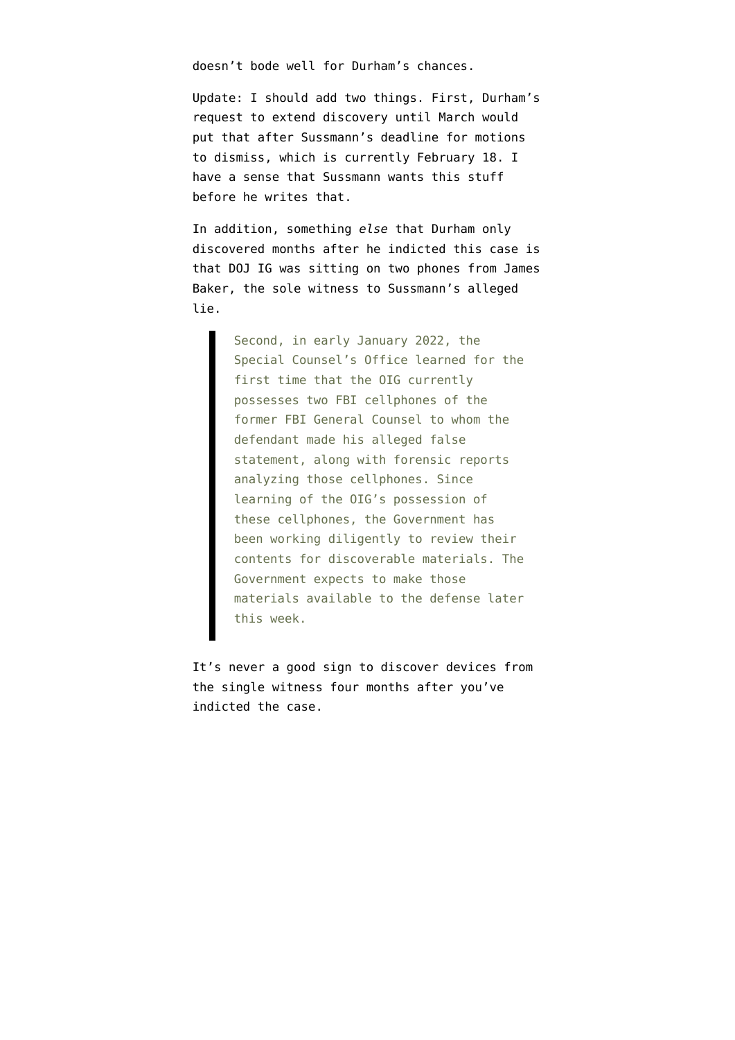doesn't bode well for Durham's chances.

Update: I should add two things. First, Durham's request to extend discovery until March would put that after Sussmann's deadline for motions to dismiss, which is currently February 18. I have a sense that Sussmann wants this stuff before he writes that.

In addition, something *else* that Durham only discovered months after he indicted this case is that DOJ IG was sitting on two phones from James Baker, the sole witness to Sussmann's alleged lie.

> Second, in early January 2022, the Special Counsel's Office learned for the first time that the OIG currently possesses two FBI cellphones of the former FBI General Counsel to whom the defendant made his alleged false statement, along with forensic reports analyzing those cellphones. Since learning of the OIG's possession of these cellphones, the Government has been working diligently to review their contents for discoverable materials. The Government expects to make those materials available to the defense later this week.

It's never a good sign to discover devices from the single witness four months after you've indicted the case.